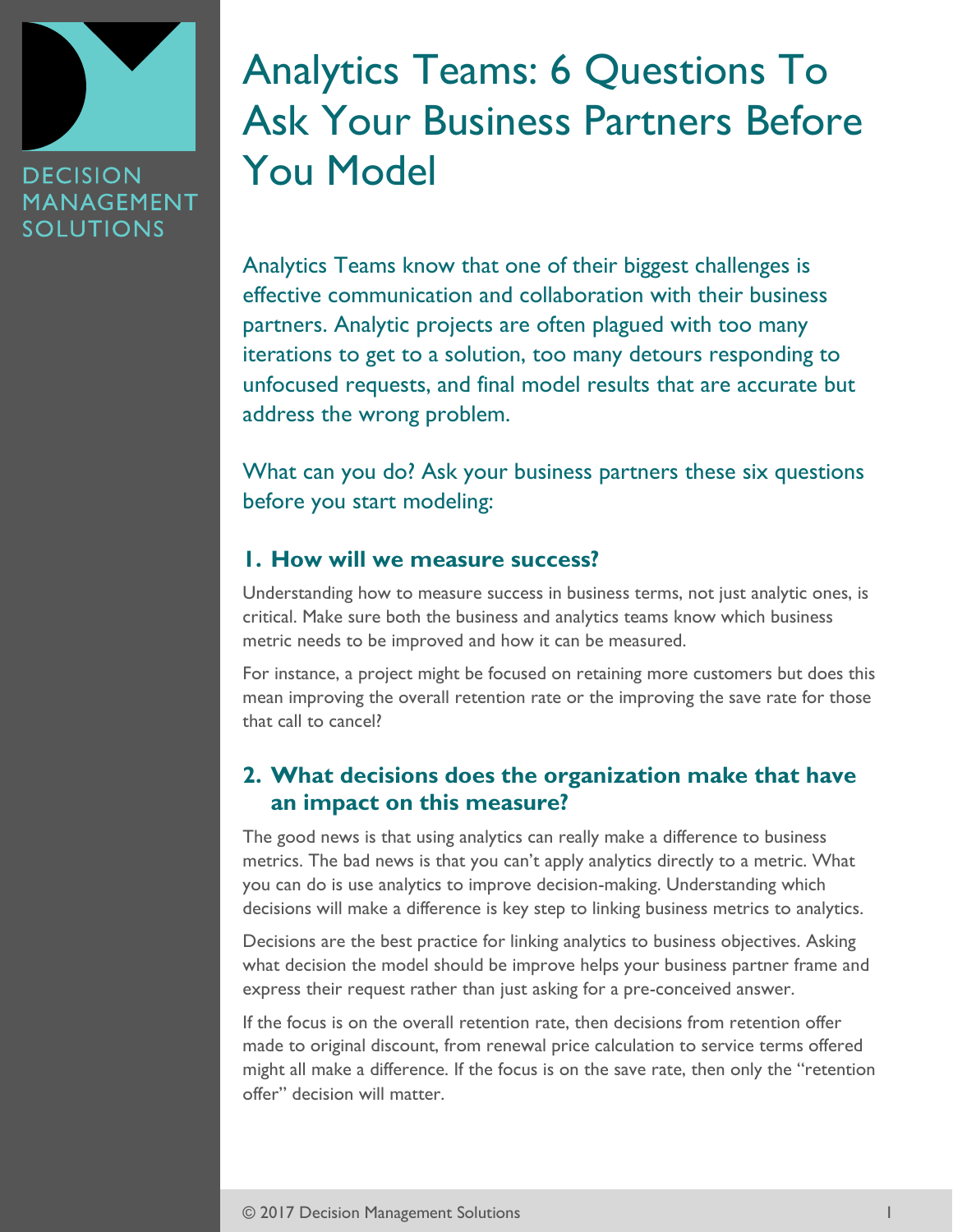DECISION MANAGEMENT SOLUTIONS

# Analytics Teams: 6 Questions To Ask Your Business Partners Before You Model

Analytics Teams know that one of their biggest challenges is effective communication and collaboration with their business partners. Analytic projects are often plagued with too many iterations to get to a solution, too many detours responding to unfocused requests, and final model results that are accurate but address the wrong problem.

What can you do? Ask your business partners these six questions before you start modeling:

## 1. How will we measure success?

Understanding how to measure success in business terms, not just analytic ones, is critical. Make sure both the business and analytics teams know which business metric needs to be improved and how it can be measured.

For instance, a project might be focused on retaining more customers but does this mean improving the overall retention rate or the improving the save rate for those that call to cancel?

## 2. What decisions does the organization make that have an impact on this measure?

The good news is that using analytics can really make a difference to business metrics. The bad news is that you can't apply analytics directly to a metric. What you can do is use analytics to improve decision-making. Understanding which decisions will make a difference is key step to linking business metrics to analytics.

Decisions are the best practice for linking analytics to business objectives. Asking what decision the model should be improve helps your business partner frame and express their request rather than just asking for a pre-conceived answer.

If the focus is on the overall retention rate, then decisions from retention offer made to original discount, from renewal price calculation to service terms offered might all make a difference. If the focus is on the save rate, then only the "retention offer" decision will matter.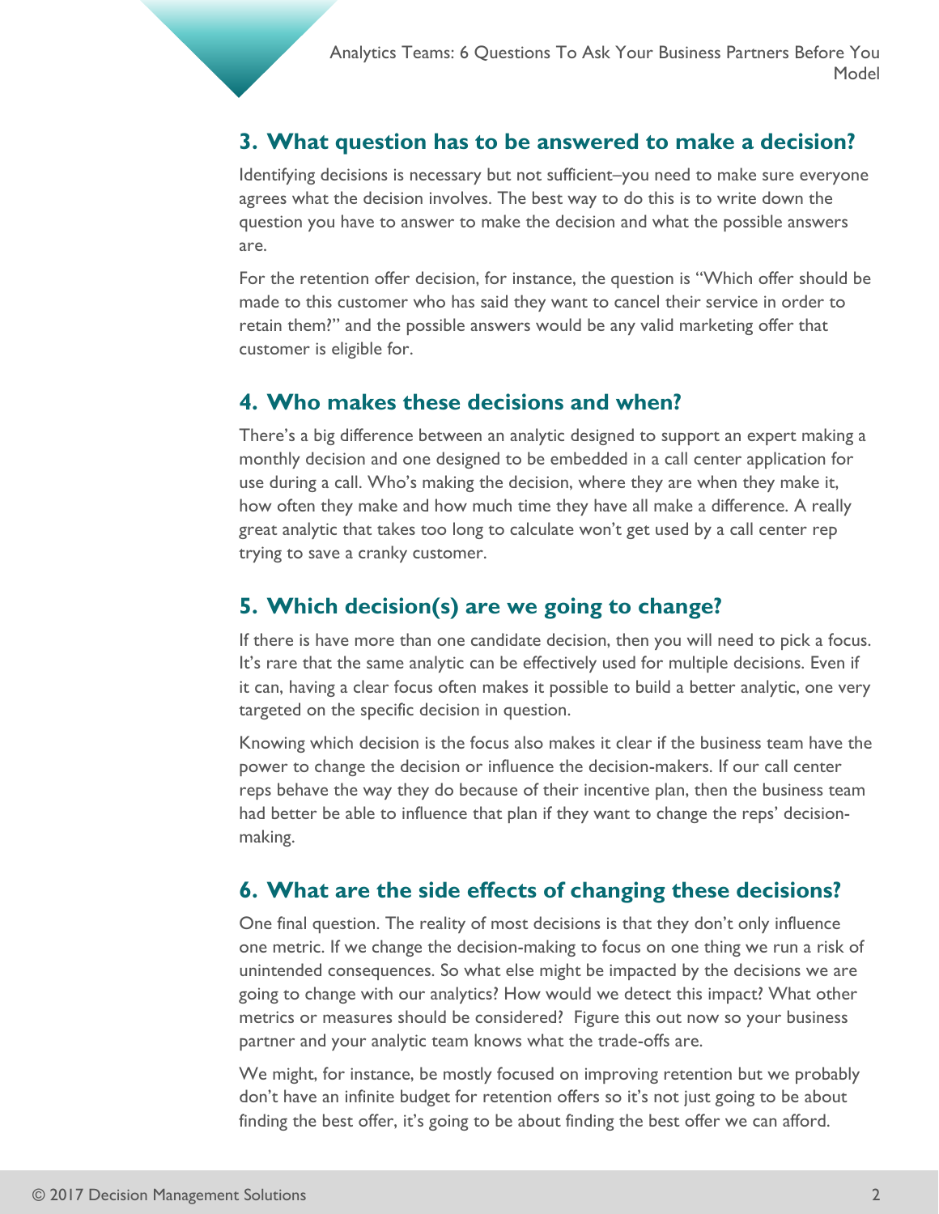## 3. What question has to be answered to make a decision?

Identifying decisions is necessary but not sufficient–you need to make sure everyone agrees what the decision involves. The best way to do this is to write down the question you have to answer to make the decision and what the possible answers are.

For the retention offer decision, for instance, the question is "Which offer should be made to this customer who has said they want to cancel their service in order to retain them?" and the possible answers would be any valid marketing offer that customer is eligible for.

## 4. Who makes these decisions and when?

There's a big difference between an analytic designed to support an expert making a monthly decision and one designed to be embedded in a call center application for use during a call. Who's making the decision, where they are when they make it, how often they make and how much time they have all make a difference. A really great analytic that takes too long to calculate won't get used by a call center rep trying to save a cranky customer.

## 5. Which decision(s) are we going to change?

If there is have more than one candidate decision, then you will need to pick a focus. It's rare that the same analytic can be effectively used for multiple decisions. Even if it can, having a clear focus often makes it possible to build a better analytic, one very targeted on the specific decision in question.

Knowing which decision is the focus also makes it clear if the business team have the power to change the decision or influence the decision-makers. If our call center reps behave the way they do because of their incentive plan, then the business team had better be able to influence that plan if they want to change the reps' decision-making.

## 6. What are the side effects of changing these decisions?

One final question. The reality of most decisions is that they don't only influence one metric. If we change the decision-making to focus on one thing we run a risk of unintended consequences. So what else might be impacted by the decisions we are going to change with our analytics? How would we detect this impact? What other metrics or measures should be considered? Figure this out now so your business partner and your analytic team knows what the trade-offs are.

We might, for instance, be mostly focused on improving retention but we probably don't have an infinite budget for retention offers so it's not just going to be about finding the best offer, it's going to be about finding the best offer we can afford.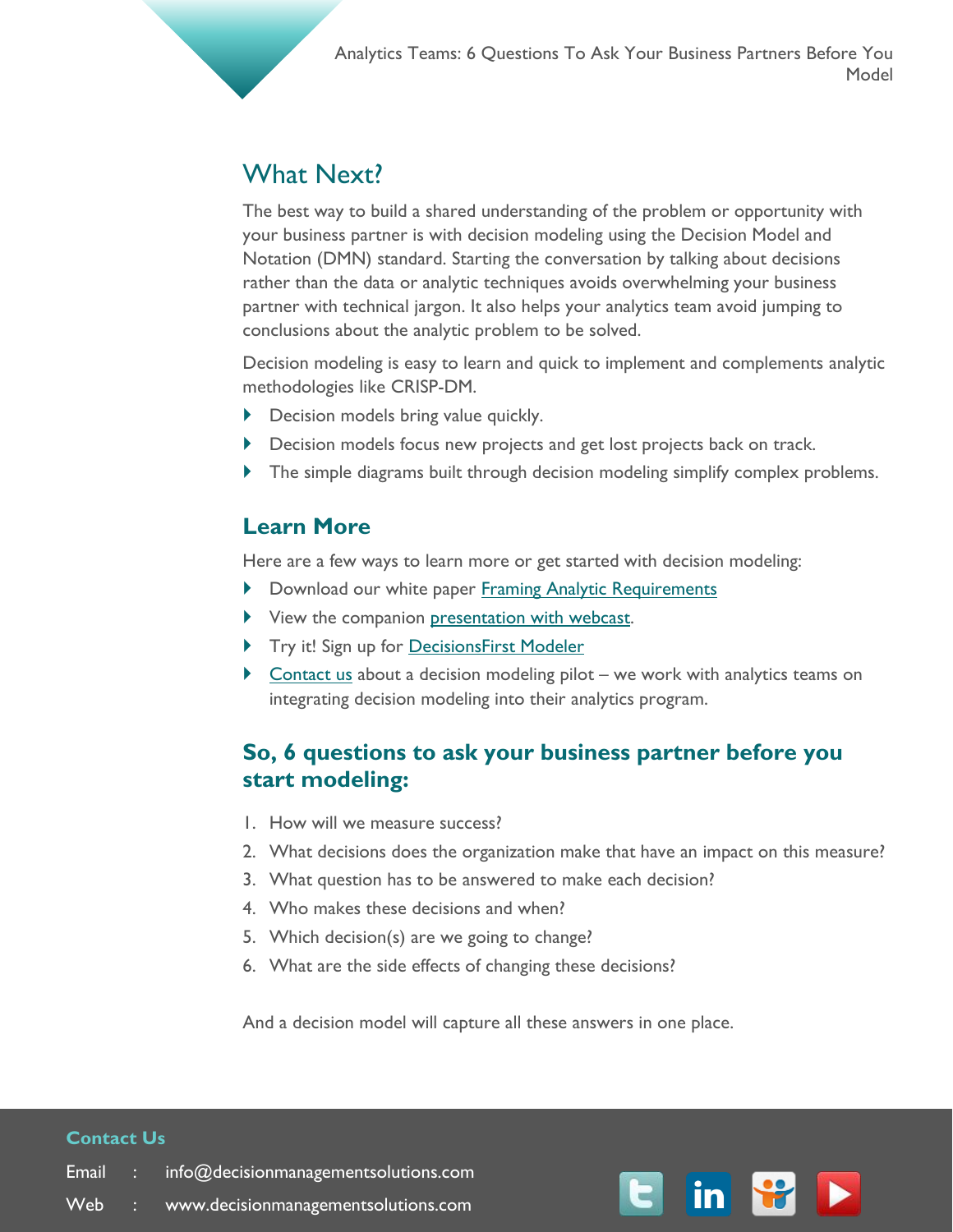## What Next?

The best way to build a shared understanding of the problem or opportunity with your business partner is with decision modeling using the Decision Model and Notation (DMN) standard. Starting the conversation by talking about decisions rather than the data or analytic techniques avoids overwhelming your business partner with technical jargon. It also helps your analytics team avoid jumping to conclusions about the analytic problem to be solved.

Decision modeling is easy to learn and quick to implement and complements analytic methodologies like CRISP-DM.

- Decision models bring value quickly.
- Decision models focus new projects and get lost projects back on track.
- The simple diagrams built through decision modeling simplify complex problems.

### Learn More

Here are a few ways to learn more or get started with decision modeling:

- Download our white paper Framing Analytic Requirements
- View the companion presentation with webcast.
- Try it! Sign up for DecisionsFirst Modeler
- Contact us about a decision modeling pilot – we work with analytics teams on integrating decision modeling into their analytics program.

### So, 6 questions to ask your business partner before you start modeling:

1. How will we measure success?
2. What decisions does the organization make that have an impact on this measure?
3. What question has to be answered to make each decision?
4. Who makes these decisions and when?
5. Which decision(s) are we going to change?
6. What are the side effects of changing these decisions?

And a decision model will capture all these answers in one place.

**Contact Us**

Email : info@decisionmanagementsolutions.com

Web : www.decisionmanagementsolutions.com